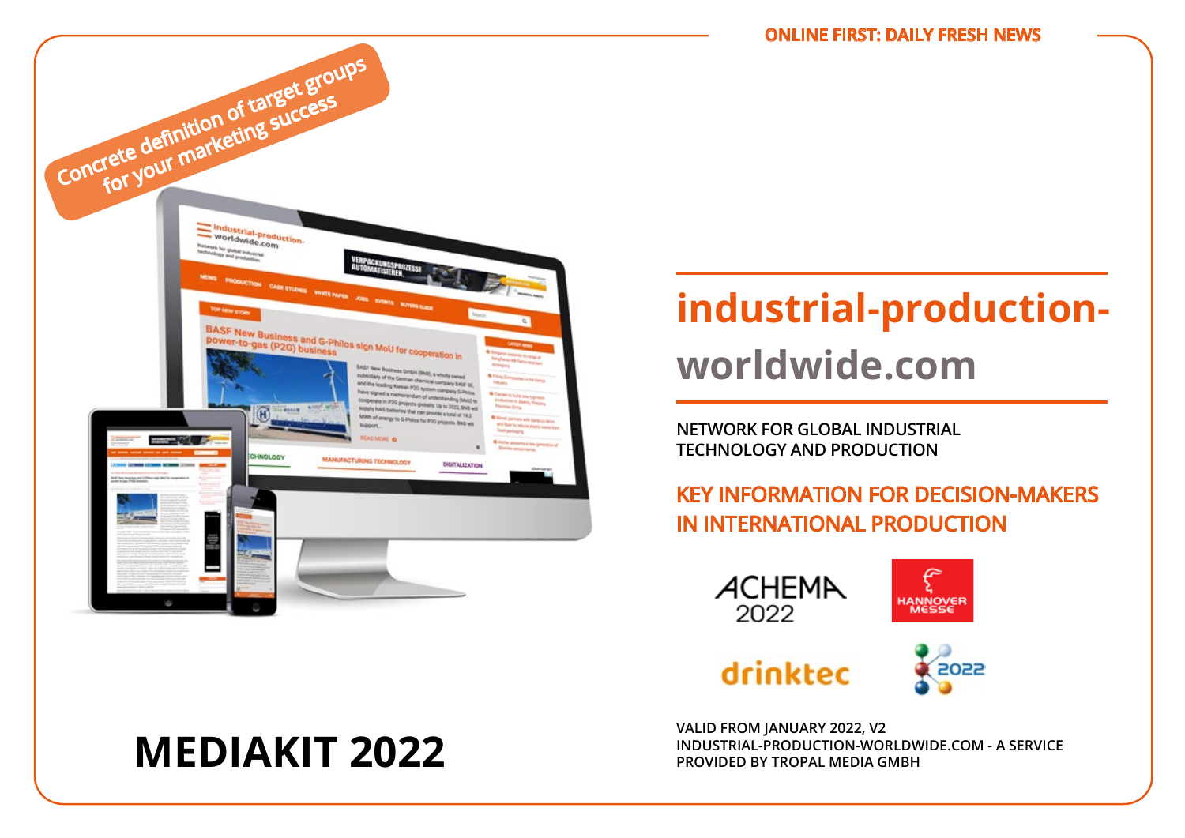ONLINE FIRST: DAILY FRESH NEWS

Concrete definition of target groups for your marketing success

# industrial-production-worldwide.com

**NETWORK FOR GLOBAL INDUSTRIAL TECHNOLOGY AND PRODUCTION**

**KEY INFORMATION FOR DECISION-MAKERS IN INTERNATIONAL PRODUCTION**

ACHEMA 2022

HANNOVER MESSE

drinktec

K 2022

# MEDIAKIT 2022

**VALID FROM JANUARY 2022, V2**
**INDUSTRIAL-PRODUCTION-WORLDWIDE.COM - A SERVICE PROVIDED BY TROPAL MEDIA GMBH**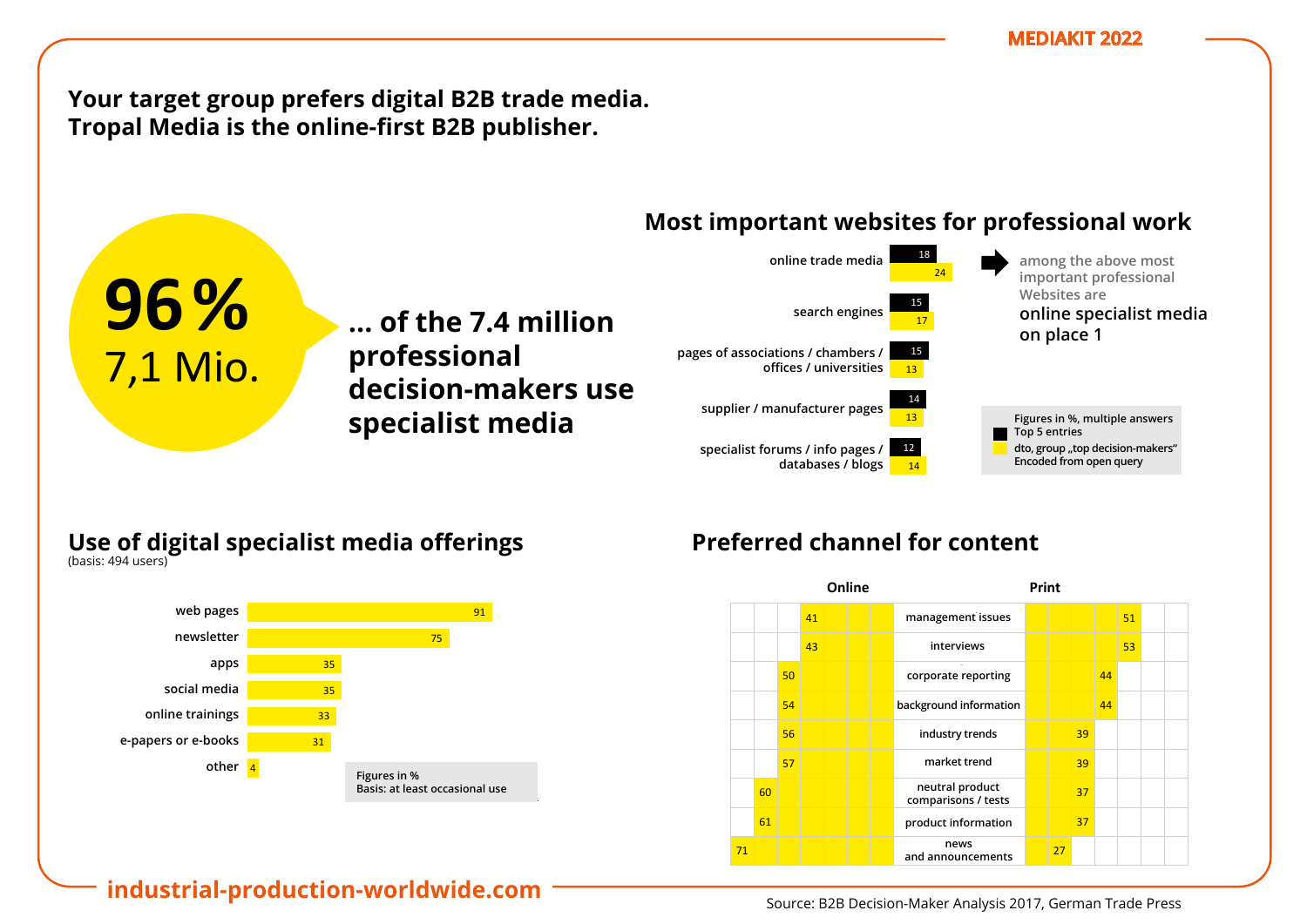# Your target group prefers digital B2B trade media. Tropal Media is the online-first B2B publisher.

**96 %**
7,1 Mio.

**… of the 7.4 million professional decision-makers use specialist media**

## Most important websites for professional work

| | Top 5 entries | dto, group „top decision-makers" |
|---|---|---|
| online trade media | 18 | 24 |
| search engines | 15 | 17 |
| pages of associations / chambers / offices / universities | 15 | 13 |
| supplier / manufacturer pages | 14 | 13 |
| specialist forums / info pages / databases / blogs | 12 | 14 |

among the above most important professional Websites are
online specialist media on place 1

Figures in %, multiple answers
Top 5 entries
dto, group „top decision-makers"
Encoded from open query

## Use of digital specialist media offerings

(basis: 494 users)

| Offering | % |
|---|---|
| web pages | 91 |
| newsletter | 75 |
| apps | 35 |
| social media | 35 |
| online trainings | 33 |
| e-papers or e-books | 31 |
| other | 4 |

Figures in %
Basis: at least occasional use

## Preferred channel for content

| Online | Content | Print |
|---|---|---|
| 41 | management issues | 51 |
| 43 | interviews | 53 |
| 50 | corporate reporting | 44 |
| 54 | background information | 44 |
| 56 | industry trends | 39 |
| 57 | market trend | 39 |
| 60 | neutral product comparisons / tests | 37 |
| 61 | product information | 37 |
| 71 | news and announcements | 27 |

**industrial-production-worldwide.com**

Source: B2B Decision-Maker Analysis 2017, German Trade Press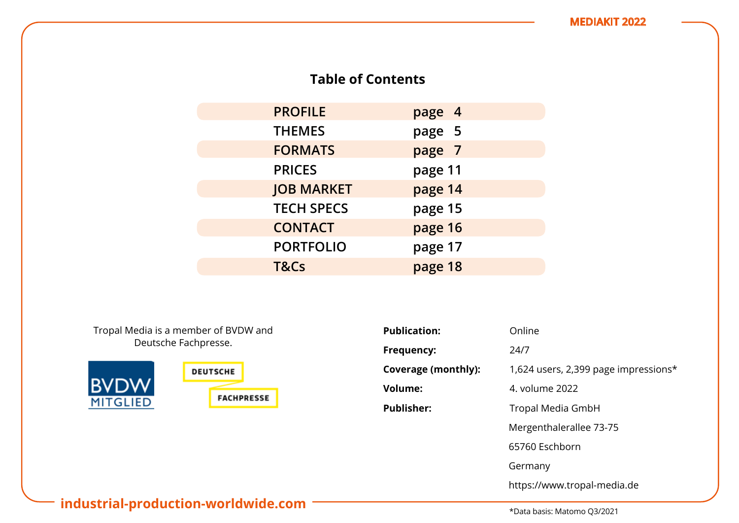## Table of Contents

| | |
|---|---|
| PROFILE | page 4 |
| THEMES | page 5 |
| FORMATS | page 7 |
| PRICES | page 11 |
| JOB MARKET | page 14 |
| TECH SPECS | page 15 |
| CONTACT | page 16 |
| PORTFOLIO | page 17 |
| T&Cs | page 18 |

Tropal Media is a member of BVDW and Deutsche Fachpresse.

BVDW MITGLIED

DEUTSCHE FACHPRESSE

| | |
|---|---|
| **Publication:** | Online |
| **Frequency:** | 24/7 |
| **Coverage (monthly):** | 1,624 users, 2,399 page impressions* |
| **Volume:** | 4. volume 2022 |
| **Publisher:** | Tropal Media GmbH<br>Mergenthalerallee 73-75<br>65760 Eschborn<br>Germany<br>https://www.tropal-media.de |

*Data basis: Matomo Q3/2021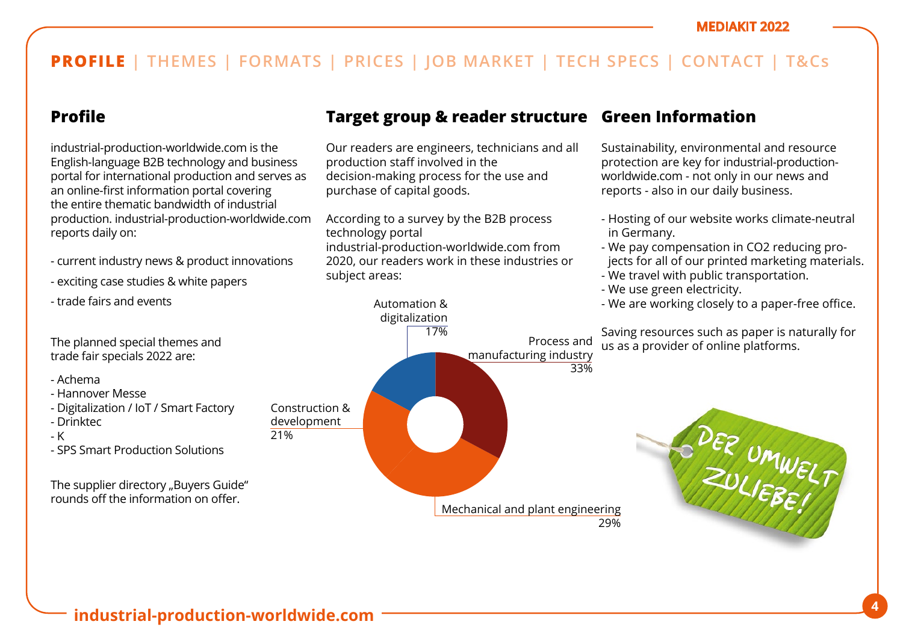**PROFILE** | THEMES | FORMATS | PRICES | JOB MARKET | TECH SPECS | CONTACT | T&Cs

## Profile

industrial-production-worldwide.com is the English-language B2B technology and business portal for international production and serves as an online-first information portal covering the entire thematic bandwidth of industrial production. industrial-production-worldwide.com reports daily on:

- current industry news & product innovations
- exciting case studies & white papers
- trade fairs and events

The planned special themes and trade fair specials 2022 are:

- Achema
- Hannover Messe
- Digitalization / IoT / Smart Factory
- Drinktec
- K
- SPS Smart Production Solutions

The supplier directory „Buyers Guide" rounds off the information on offer.

## Target group & reader structure

Our readers are engineers, technicians and all production staff involved in the decision-making process for the use and purchase of capital goods.

According to a survey by the B2B process technology portal industrial-production-worldwide.com from 2020, our readers work in these industries or subject areas:

| Industry / subject area | Share |
|---|---|
| Process and manufacturing industry | 33% |
| Mechanical and plant engineering | 29% |
| Construction & development | 21% |
| Automation & digitalization | 17% |

## Green Information

Sustainability, environmental and resource protection are key for industrial-production-worldwide.com - not only in our news and reports - also in our daily business.

- Hosting of our website works climate-neutral in Germany.
- We pay compensation in CO2 reducing projects for all of our printed marketing materials.
- We travel with public transportation.
- We use green electricity.
- We are working closely to a paper-free office.

Saving resources such as paper is naturally for us as a provider of online platforms.

DER UMWELT ZULIEBE!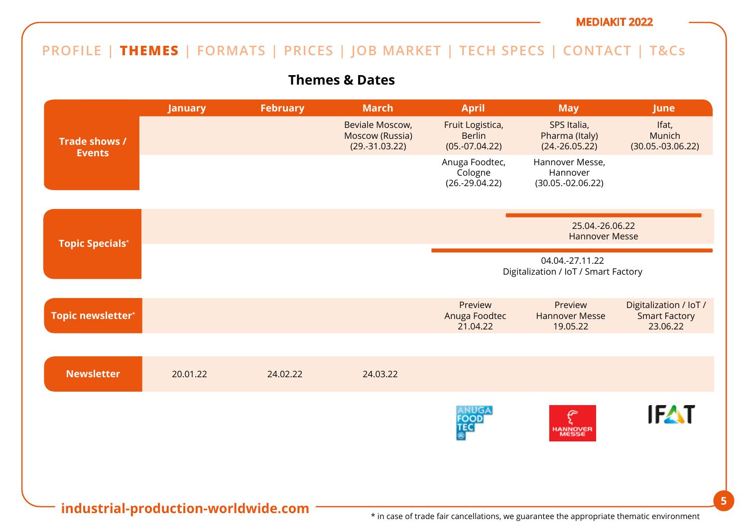MEDIAKIT 2022

PROFILE | **THEMES** | FORMATS | PRICES | JOB MARKET | TECH SPECS | CONTACT | T&Cs

## Themes & Dates

| | January | February | March | April | May | June |
|---|---|---|---|---|---|---|
| **Trade shows / Events** | | | Beviale Moscow, Moscow (Russia) (29.-31.03.22) | Fruit Logistica, Berlin (05.-07.04.22) | SPS Italia, Pharma (Italy) (24.-26.05.22) | Ifat, Munich (30.05.-03.06.22) |
| | | | | Anuga Foodtec, Cologne (26.-29.04.22) | Hannover Messe, Hannover (30.05.-02.06.22) | |
| **Topic Specials*** | | | | 25.04.-26.06.22 Hannover Messe | | |
| | | | | 04.04.-27.11.22 Digitalization / IoT / Smart Factory | | |
| **Topic newsletter*** | | | | Preview Anuga Foodtec 21.04.22 | Preview Hannover Messe 19.05.22 | Digitalization / IoT / Smart Factory 23.06.22 |
| **Newsletter** | 20.01.22 | 24.02.22 | 24.03.22 | | | |

industrial-production-worldwide.com

* in case of trade fair cancellations, we guarantee the appropriate thematic environment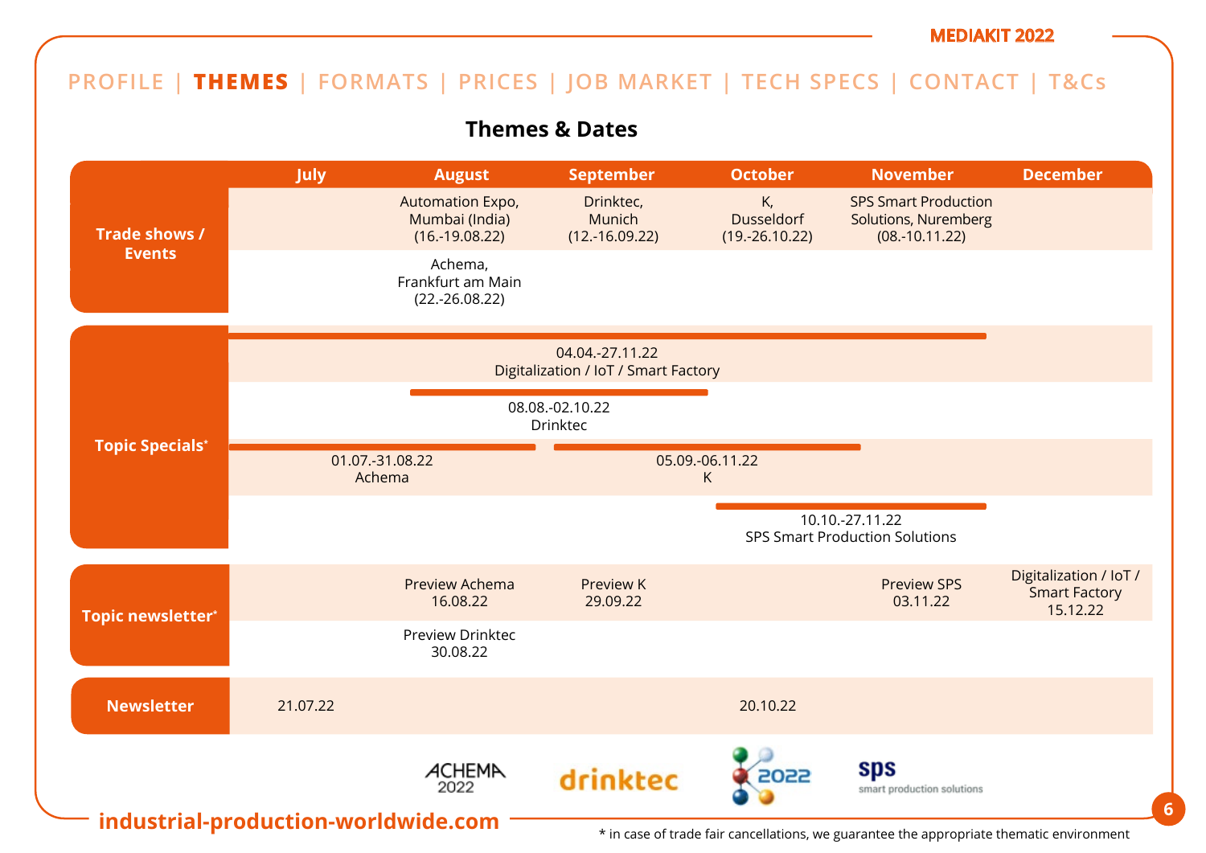PROFILE | **THEMES** | FORMATS | PRICES | JOB MARKET | TECH SPECS | CONTACT | T&Cs

## Themes & Dates

| | July | August | September | October | November | December |
|---|---|---|---|---|---|---|
| **Trade shows / Events** | | Automation Expo, Mumbai (India) (16.-19.08.22) | Drinktec, Munich (12.-16.09.22) | K, Dusseldorf (19.-26.10.22) | SPS Smart Production Solutions, Nuremberg (08.-10.11.22) | |
| | | Achema, Frankfurt am Main (22.-26.08.22) | | | | |
| **Topic Specials*** | 04.04.-27.11.22 Digitalization / IoT / Smart Factory | | | | | |
| | | 08.08.-02.10.22 Drinktec | | | | |
| | 01.07.-31.08.22 Achema | | 05.09.-06.11.22 K | | | |
| | | | | 10.10.-27.11.22 SPS Smart Production Solutions | | |
| **Topic newsletter*** | | Preview Achema 16.08.22 | Preview K 29.09.22 | | Preview SPS 03.11.22 | Digitalization / IoT / Smart Factory 15.12.22 |
| | | Preview Drinktec 30.08.22 | | | | |
| **Newsletter** | 21.07.22 | | | 20.10.22 | | |

industrial-production-worldwide.com

* in case of trade fair cancellations, we guarantee the appropriate thematic environment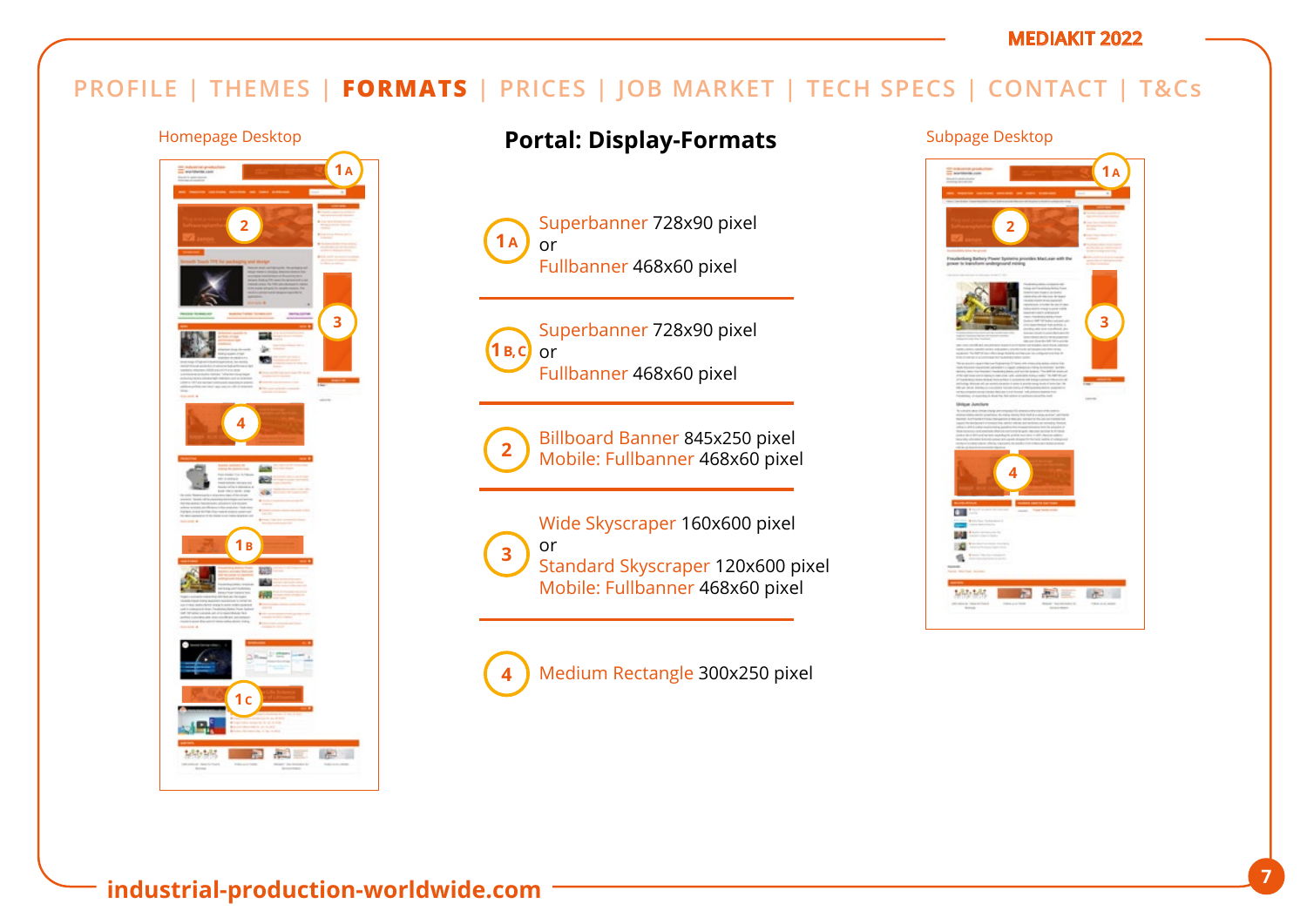PROFILE | THEMES | **FORMATS** | PRICES | JOB MARKET | TECH SPECS | CONTACT | T&Cs

Homepage Desktop

## Portal: Display-Formats

Subpage Desktop

**1 A** Superbanner 728x90 pixel
or
Fullbanner 468x60 pixel

**1 B, C** Superbanner 728x90 pixel
or
Fullbanner 468x60 pixel

**2** Billboard Banner 845x250 pixel
Mobile: Fullbanner 468x60 pixel

**3** Wide Skyscraper 160x600 pixel
or
Standard Skyscraper 120x600 pixel
Mobile: Fullbanner 468x60 pixel

**4** Medium Rectangle 300x250 pixel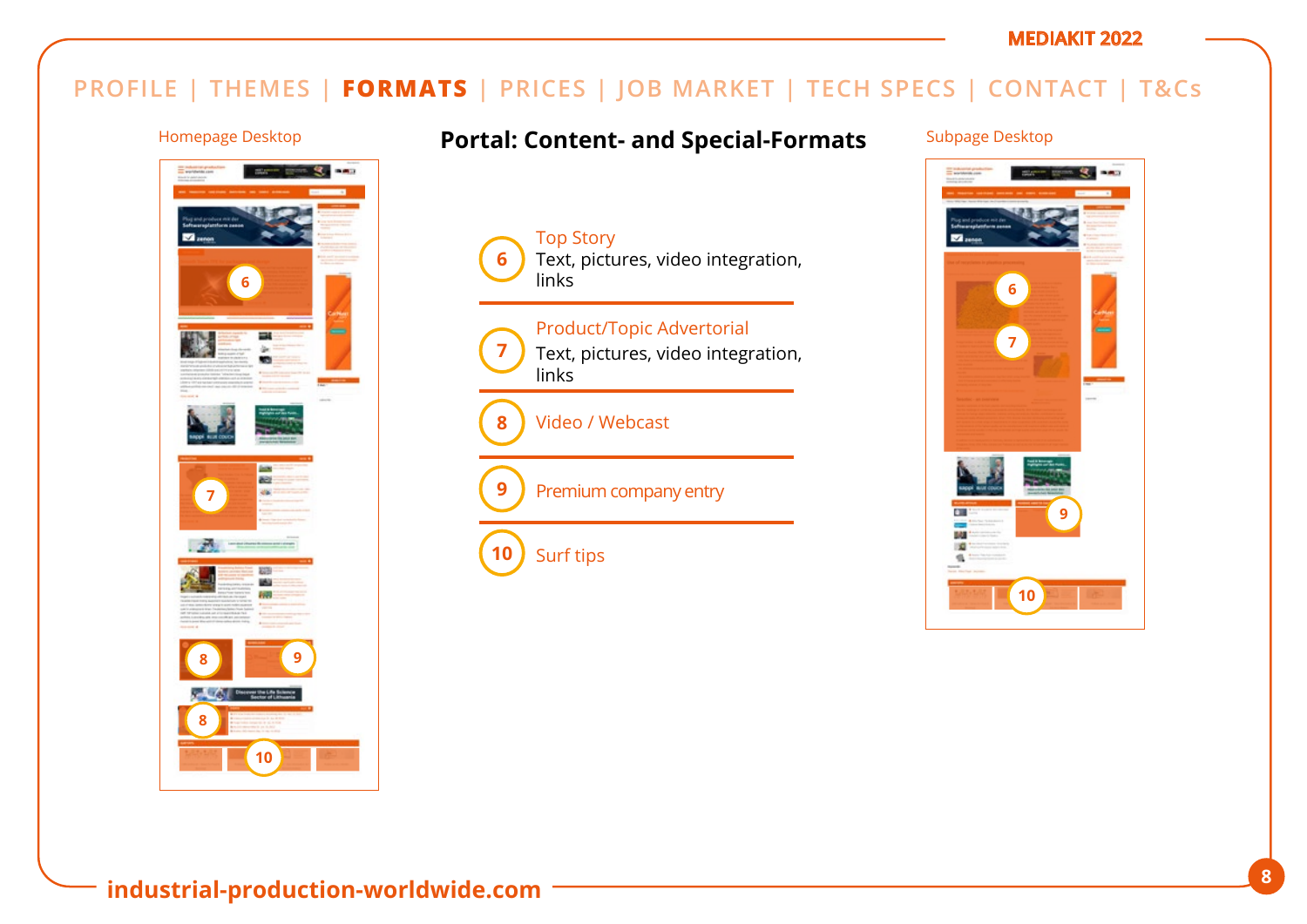MEDIAKIT 2022

PROFILE | THEMES | **FORMATS** | PRICES | JOB MARKET | TECH SPECS | CONTACT | T&Cs

Homepage Desktop

# Portal: Content- and Special-Formats

Subpage Desktop

6 Top Story
Text, pictures, video integration, links

7 Product/Topic Advertorial
Text, pictures, video integration, links

8 Video / Webcast

9 Premium company entry

10 Surf tips

industrial-production-worldwide.com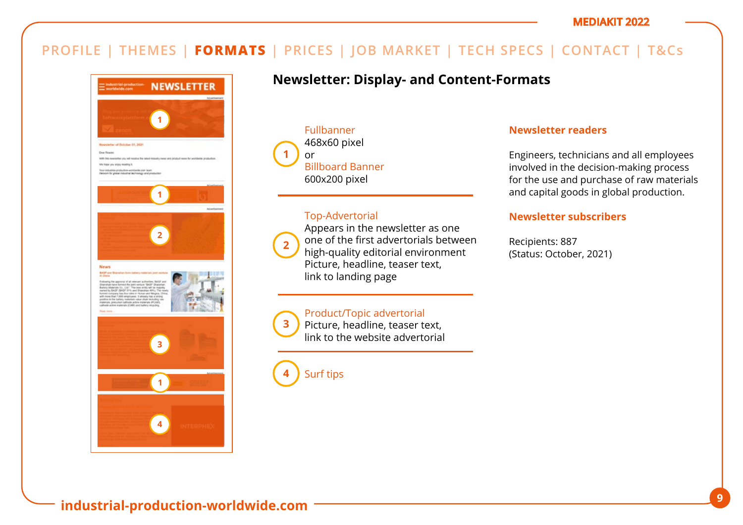PROFILE | THEMES | **FORMATS** | PRICES | JOB MARKET | TECH SPECS | CONTACT | T&Cs

## Newsletter: Display- and Content-Formats

**1** Fullbanner
468x60 pixel
or
Billboard Banner
600x200 pixel

**2** Top-Advertorial
Appears in the newsletter as one one of the first advertorials between high-quality editorial environment
Picture, headline, teaser text, link to landing page

**3** Product/Topic advertorial
Picture, headline, teaser text, link to the website advertorial

**4** Surf tips

### Newsletter readers

Engineers, technicians and all employees involved in the decision-making process for the use and purchase of raw materials and capital goods in global production.

### Newsletter subscribers

Recipients: 887
(Status: October, 2021)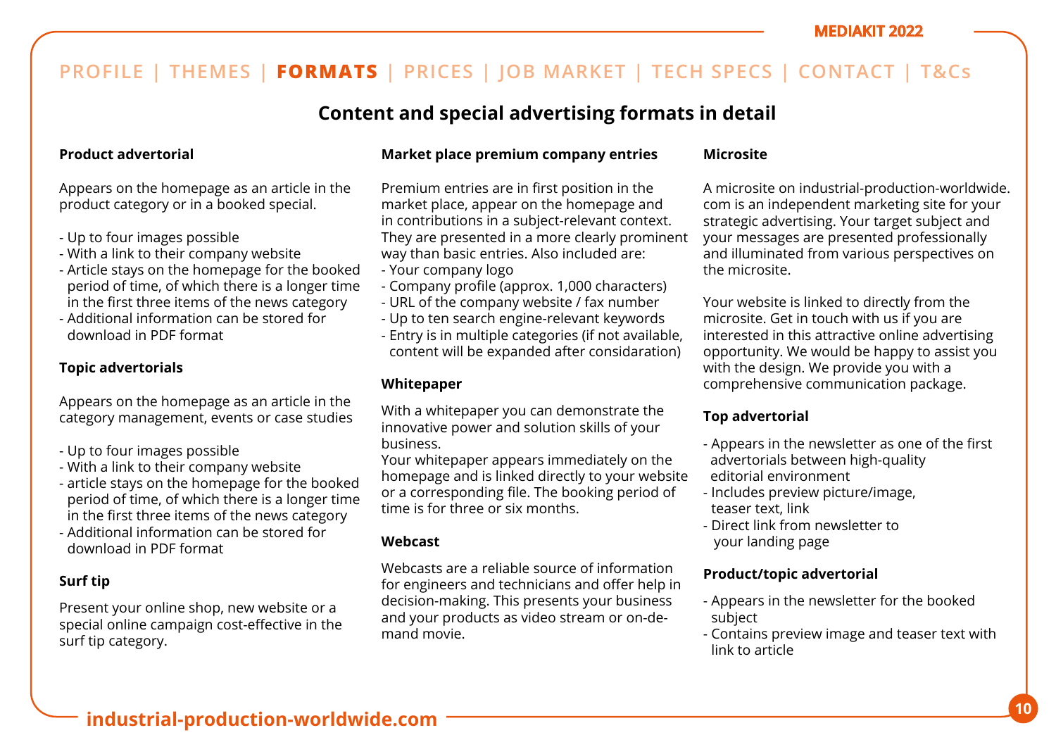PROFILE | THEMES | **FORMATS** | PRICES | JOB MARKET | TECH SPECS | CONTACT | T&Cs

## Content and special advertising formats in detail

### Product advertorial

Appears on the homepage as an article in the product category or in a booked special.

- Up to four images possible
- With a link to their company website
- Article stays on the homepage for the booked period of time, of which there is a longer time in the first three items of the news category
- Additional information can be stored for download in PDF format

### Topic advertorials

Appears on the homepage as an article in the category management, events or case studies

- Up to four images possible
- With a link to their company website
- article stays on the homepage for the booked period of time, of which there is a longer time in the first three items of the news category
- Additional information can be stored for download in PDF format

### Surf tip

Present your online shop, new website or a special online campaign cost-effective in the surf tip category.

### Market place premium company entries

Premium entries are in first position in the market place, appear on the homepage and in contributions in a subject-relevant context. They are presented in a more clearly prominent way than basic entries. Also included are:

- Your company logo
- Company profile (approx. 1,000 characters)
- URL of the company website / fax number
- Up to ten search engine-relevant keywords
- Entry is in multiple categories (if not available, content will be expanded after considaration)

### Whitepaper

With a whitepaper you can demonstrate the innovative power and solution skills of your business.
Your whitepaper appears immediately on the homepage and is linked directly to your website or a corresponding file. The booking period of time is for three or six months.

### Webcast

Webcasts are a reliable source of information for engineers and technicians and offer help in decision-making. This presents your business and your products as video stream or on-demand movie.

### Microsite

A microsite on industrial-production-worldwide.com is an independent marketing site for your strategic advertising. Your target subject and your messages are presented professionally and illuminated from various perspectives on the microsite.

Your website is linked to directly from the microsite. Get in touch with us if you are interested in this attractive online advertising opportunity. We would be happy to assist you with the design. We provide you with a comprehensive communication package.

### Top advertorial

- Appears in the newsletter as one of the first advertorials between high-quality editorial environment
- Includes preview picture/image, teaser text, link
- Direct link from newsletter to your landing page

### Product/topic advertorial

- Appears in the newsletter for the booked subject
- Contains preview image and teaser text with link to article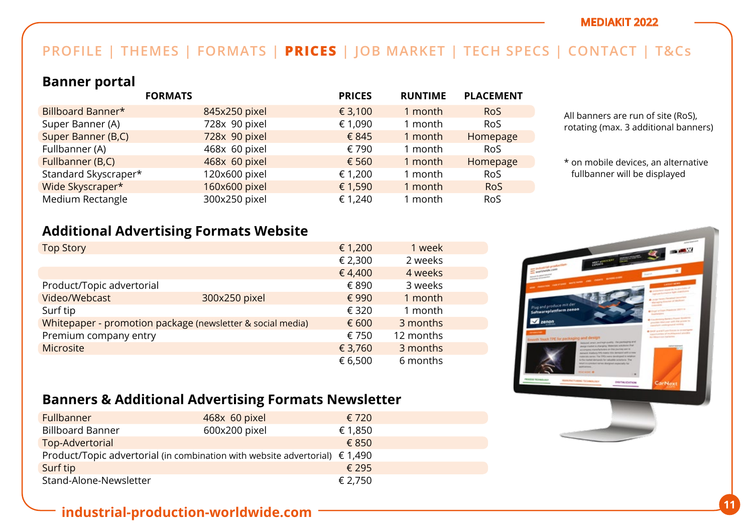PROFILE | THEMES | FORMATS | **PRICES** | JOB MARKET | TECH SPECS | CONTACT | T&Cs

## Banner portal

| FORMATS | | PRICES | RUNTIME | PLACEMENT |
|---|---|---|---|---|
| Billboard Banner* | 845x250 pixel | € 3,100 | 1 month | RoS |
| Super Banner (A) | 728x 90 pixel | € 1,090 | 1 month | RoS |
| Super Banner (B,C) | 728x 90 pixel | € 845 | 1 month | Homepage |
| Fullbanner (A) | 468x 60 pixel | € 790 | 1 month | RoS |
| Fullbanner (B,C) | 468x 60 pixel | € 560 | 1 month | Homepage |
| Standard Skyscraper* | 120x600 pixel | € 1,200 | 1 month | RoS |
| Wide Skyscraper* | 160x600 pixel | € 1,590 | 1 month | RoS |
| Medium Rectangle | 300x250 pixel | € 1,240 | 1 month | RoS |

All banners are run of site (RoS), rotating (max. 3 additional banners)

* on mobile devices, an alternative fullbanner will be displayed

## Additional Advertising Formats Website

| | | | |
|---|---|---|---|
| Top Story | | € 1,200 | 1 week |
| | | € 2,300 | 2 weeks |
| | | € 4,400 | 4 weeks |
| Product/Topic advertorial | | € 890 | 3 weeks |
| Video/Webcast | 300x250 pixel | € 990 | 1 month |
| Surf tip | | € 320 | 1 month |
| Whitepaper - promotion package (newsletter & social media) | | € 600 | 3 months |
| Premium company entry | | € 750 | 12 months |
| Microsite | | € 3,760 | 3 months |
| | | € 6,500 | 6 months |

## Banners & Additional Advertising Formats Newsletter

| | | |
|---|---|---|
| Fullbanner | 468x 60 pixel | € 720 |
| Billboard Banner | 600x200 pixel | € 1,850 |
| Top-Advertorial | | € 850 |
| Product/Topic advertorial (in combination with website advertorial) | | € 1,490 |
| Surf tip | | € 295 |
| Stand-Alone-Newsletter | | € 2,750 |

industrial-production-worldwide.com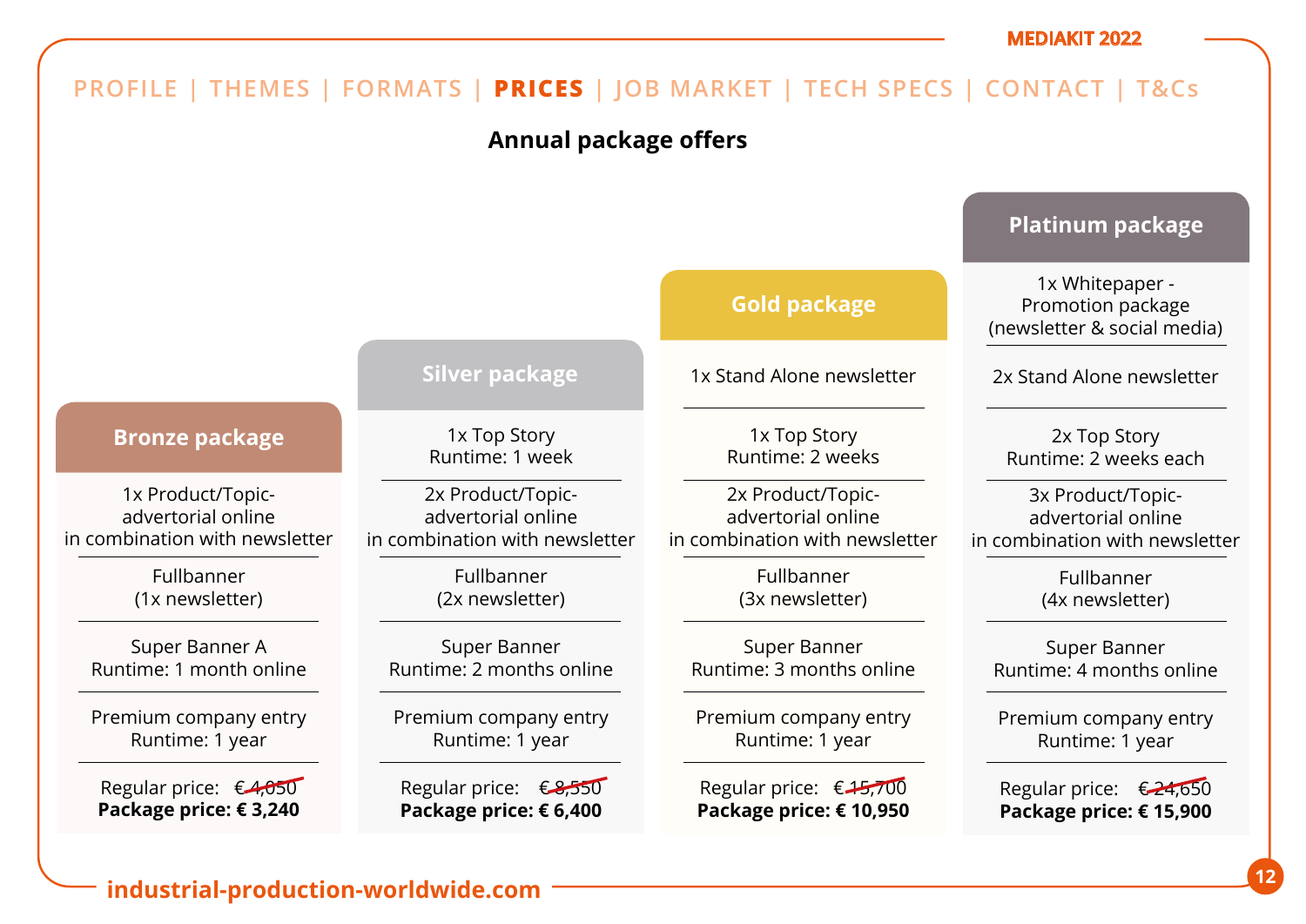PROFILE | THEMES | FORMATS | **PRICES** | JOB MARKET | TECH SPECS | CONTACT | T&Cs

## Annual package offers

| Bronze package | Silver package | Gold package | Platinum package |
|---|---|---|---|
| | | | 1x Whitepaper - Promotion package (newsletter & social media) |
| | | 1x Stand Alone newsletter | 2x Stand Alone newsletter |
| | 1x Top Story Runtime: 1 week | 1x Top Story Runtime: 2 weeks | 2x Top Story Runtime: 2 weeks each |
| 1x Product/Topic-advertorial online in combination with newsletter | 2x Product/Topic-advertorial online in combination with newsletter | 2x Product/Topic-advertorial online in combination with newsletter | 3x Product/Topic-advertorial online in combination with newsletter |
| Fullbanner (1x newsletter) | Fullbanner (2x newsletter) | Fullbanner (3x newsletter) | Fullbanner (4x newsletter) |
| Super Banner A Runtime: 1 month online | Super Banner Runtime: 2 months online | Super Banner Runtime: 3 months online | Super Banner Runtime: 4 months online |
| Premium company entry Runtime: 1 year | Premium company entry Runtime: 1 year | Premium company entry Runtime: 1 year | Premium company entry Runtime: 1 year |
| Regular price: ~~€ 4,050~~ | Regular price: ~~€ 8,550~~ | Regular price: ~~€ 15,700~~ | Regular price: ~~€ 24,650~~ |
| **Package price: € 3,240** | **Package price: € 6,400** | **Package price: € 10,950** | **Package price: € 15,900** |

industrial-production-worldwide.com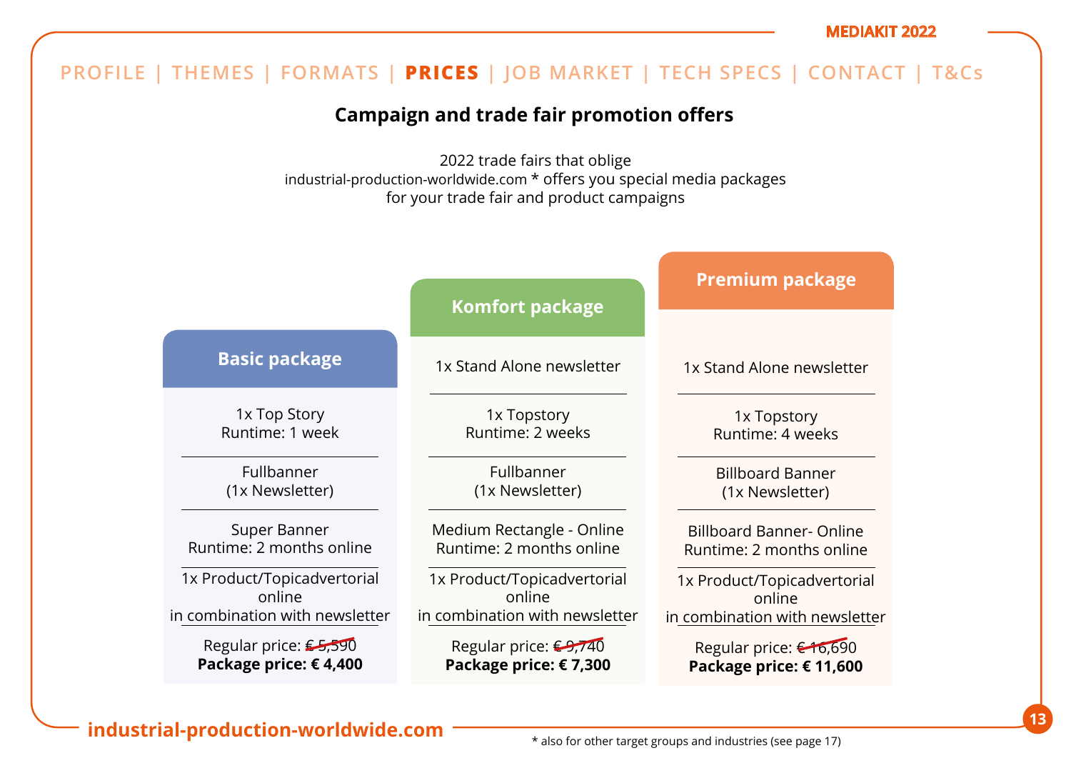PROFILE | THEMES | FORMATS | **PRICES** | JOB MARKET | TECH SPECS | CONTACT | T&Cs

## Campaign and trade fair promotion offers

2022 trade fairs that oblige
industrial-production-worldwide.com * offers you special media packages
for your trade fair and product campaigns

| Basic package | Komfort package | Premium package |
|---|---|---|
| | 1x Stand Alone newsletter | 1x Stand Alone newsletter |
| 1x Top Story<br>Runtime: 1 week | 1x Topstory<br>Runtime: 2 weeks | 1x Topstory<br>Runtime: 4 weeks |
| Fullbanner<br>(1x Newsletter) | Fullbanner<br>(1x Newsletter) | Billboard Banner<br>(1x Newsletter) |
| Super Banner<br>Runtime: 2 months online | Medium Rectangle - Online<br>Runtime: 2 months online | Billboard Banner- Online<br>Runtime: 2 months online |
| 1x Product/Topicadvertorial online<br>in combination with newsletter | 1x Product/Topicadvertorial online<br>in combination with newsletter | 1x Product/Topicadvertorial online<br>in combination with newsletter |
| Regular price: ~~€ 5,590~~<br>**Package price: € 4,400** | Regular price: ~~€ 9,740~~<br>**Package price: € 7,300** | Regular price: ~~€ 16,690~~<br>**Package price: € 11,600** |

**industrial-production-worldwide.com**

* also for other target groups and industries (see page 17)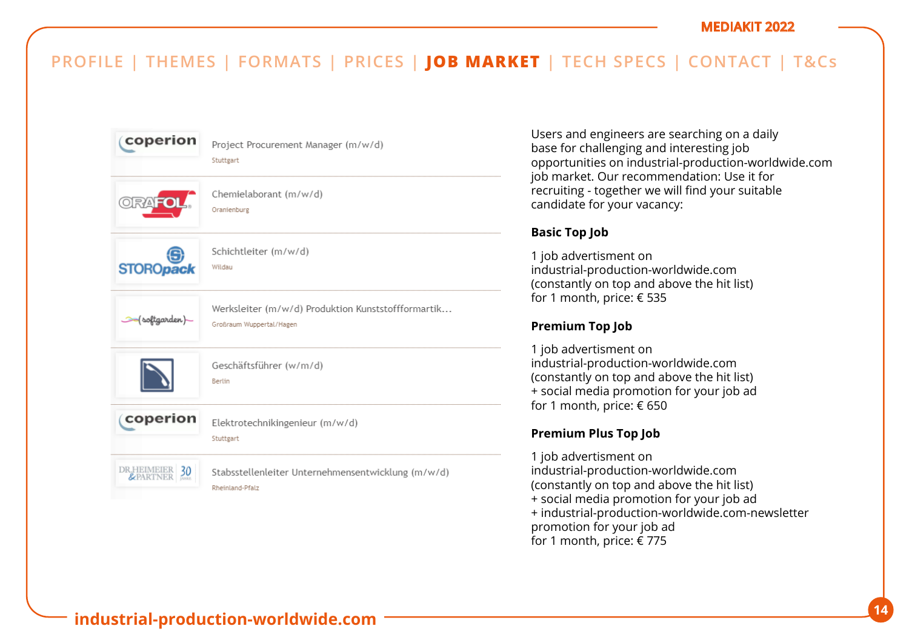PROFILE | THEMES | FORMATS | PRICES | **JOB MARKET** | TECH SPECS | CONTACT | T&Cs

coperion — Project Procurement Manager (m/w/d) — Stuttgart

ORAFOL — Chemielaborant (m/w/d) — Oranienburg

STOROpack — Schichtleiter (m/w/d) — Wildau

softgarden — Werksleiter (m/w/d) Produktion Kunststoffformartik... — Großraum Wuppertal/Hagen

Geschäftsführer (w/m/d) — Berlin

coperion — Elektrotechnikingenieur (m/w/d) — Stuttgart

DR. HEIMEIER & PARTNER 30 JAHRE — Stabsstellenleiter Unternehmensentwicklung (m/w/d) — Rheinland-Pfalz

Users and engineers are searching on a daily base for challenging and interesting job opportunities on industrial-production-worldwide.com job market. Our recommendation: Use it for recruiting - together we will find your suitable candidate for your vacancy:

**Basic Top Job**

1 job advertisement on industrial-production-worldwide.com (constantly on top and above the hit list) for 1 month, price: € 535

**Premium Top Job**

1 job advertisement on industrial-production-worldwide.com (constantly on top and above the hit list)
+ social media promotion for your job ad
for 1 month, price: € 650

**Premium Plus Top Job**

1 job advertisement on industrial-production-worldwide.com (constantly on top and above the hit list)
+ social media promotion for your job ad
+ industrial-production-worldwide.com-newsletter promotion for your job ad
for 1 month, price: € 775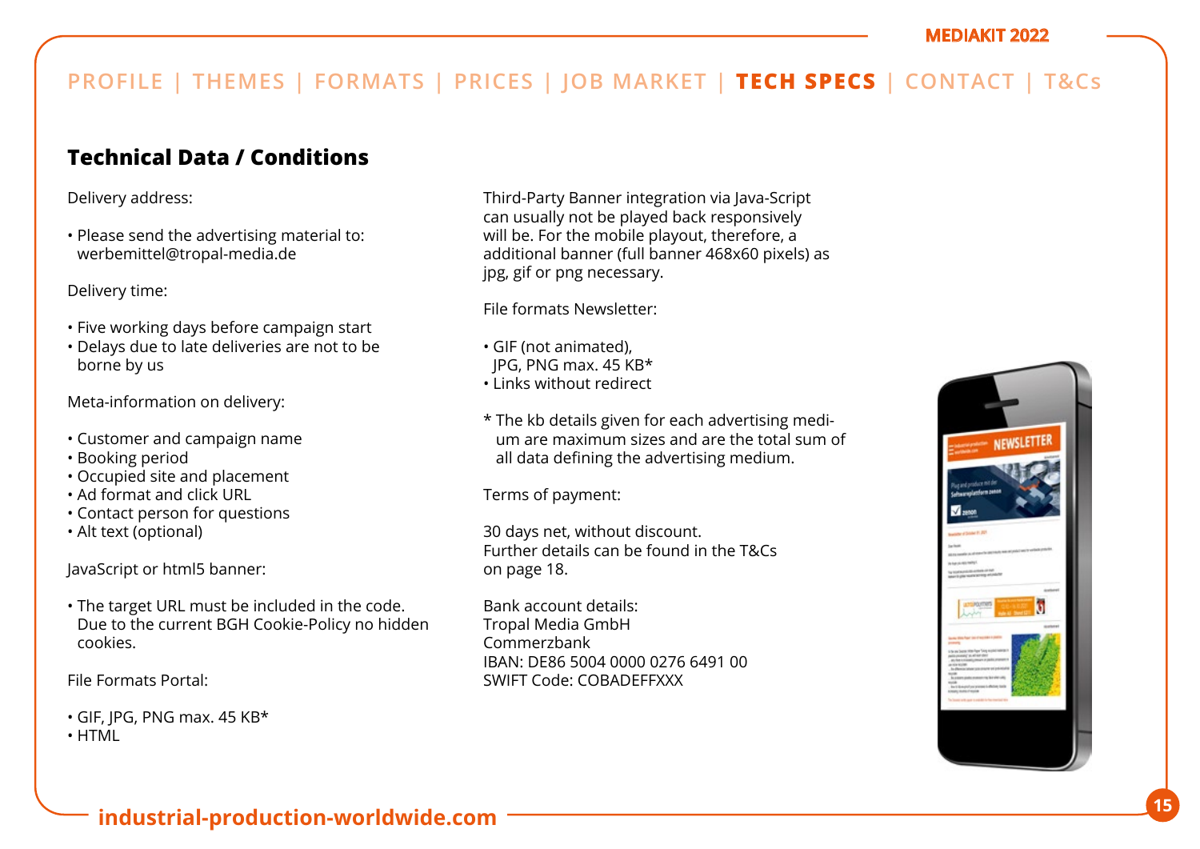PROFILE | THEMES | FORMATS | PRICES | JOB MARKET | **TECH SPECS** | CONTACT | T&Cs

## Technical Data / Conditions

Delivery address:

- Please send the advertising material to: werbemittel@tropal-media.de

Delivery time:

- Five working days before campaign start
- Delays due to late deliveries are not to be borne by us

Meta-information on delivery:

- Customer and campaign name
- Booking period
- Occupied site and placement
- Ad format and click URL
- Contact person for questions
- Alt text (optional)

JavaScript or html5 banner:

- The target URL must be included in the code. Due to the current BGH Cookie-Policy no hidden cookies.

File Formats Portal:

- GIF, JPG, PNG max. 45 KB*
- HTML

Third-Party Banner integration via Java-Script can usually not be played back responsively will be. For the mobile playout, therefore, a additional banner (full banner 468x60 pixels) as jpg, gif or png necessary.

File formats Newsletter:

- GIF (not animated), JPG, PNG max. 45 KB*
- Links without redirect

* The kb details given for each advertising medium are maximum sizes and are the total sum of all data defining the advertising medium.

Terms of payment:

30 days net, without discount.
Further details can be found in the T&Cs on page 18.

Bank account details:
Tropal Media GmbH
Commerzbank
IBAN: DE86 5004 0000 0276 6491 00
SWIFT Code: COBADEFFXXX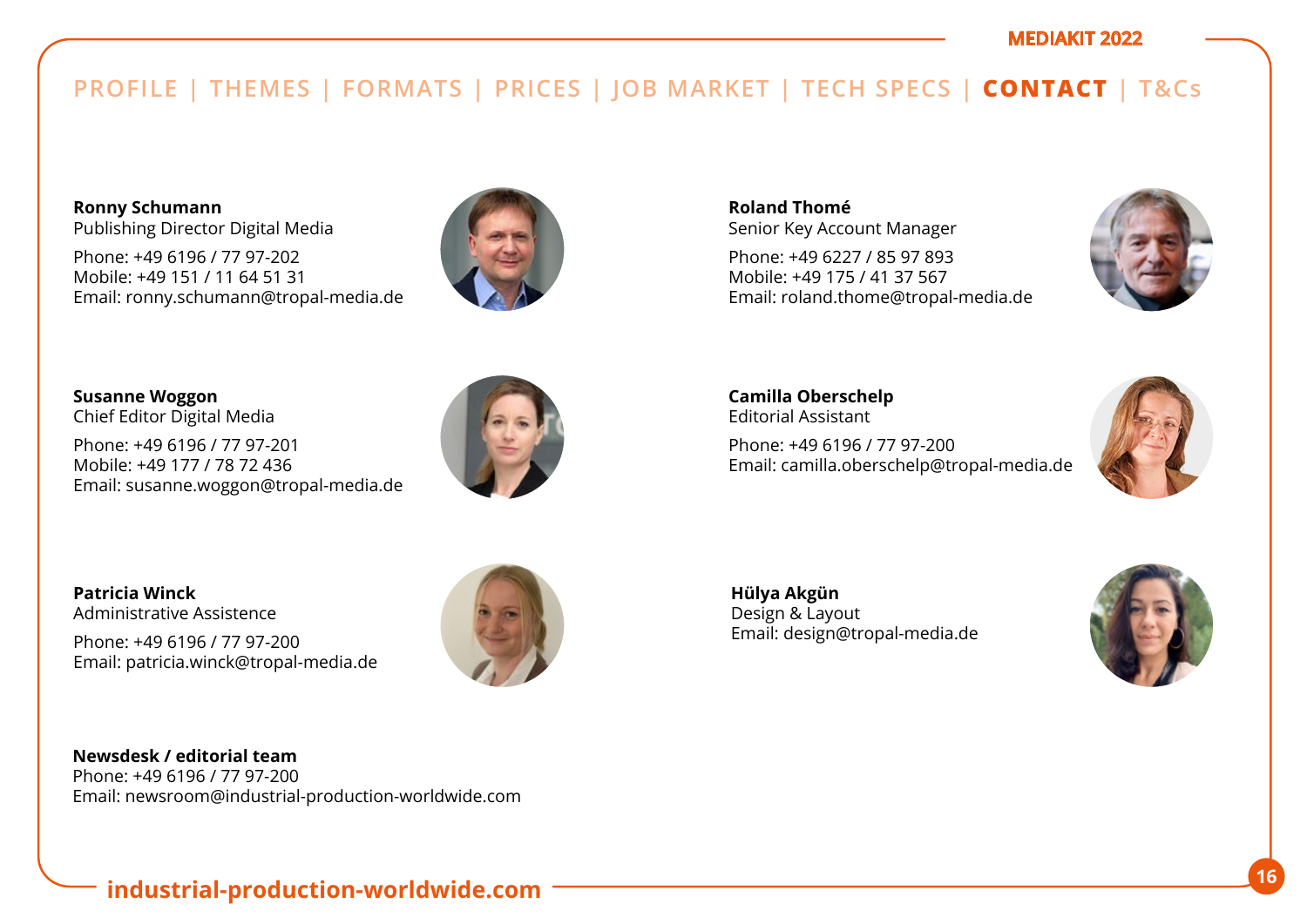PROFILE | THEMES | FORMATS | PRICES | JOB MARKET | TECH SPECS | **CONTACT** | T&Cs

**Ronny Schumann**
Publishing Director Digital Media

Phone: +49 6196 / 77 97-202
Mobile: +49 151 / 11 64 51 31
Email: ronny.schumann@tropal-media.de

**Roland Thomé**
Senior Key Account Manager

Phone: +49 6227 / 85 97 893
Mobile: +49 175 / 41 37 567
Email: roland.thome@tropal-media.de

**Susanne Woggon**
Chief Editor Digital Media

Phone: +49 6196 / 77 97-201
Mobile: +49 177 / 78 72 436
Email: susanne.woggon@tropal-media.de

**Camilla Oberschelp**
Editorial Assistant

Phone: +49 6196 / 77 97-200
Email: camilla.oberschelp@tropal-media.de

**Patricia Winck**
Administrative Assistence

Phone: +49 6196 / 77 97-200
Email: patricia.winck@tropal-media.de

**Hülya Akgün**
Design & Layout
Email: design@tropal-media.de

**Newsdesk / editorial team**
Phone: +49 6196 / 77 97-200
Email: newsroom@industrial-production-worldwide.com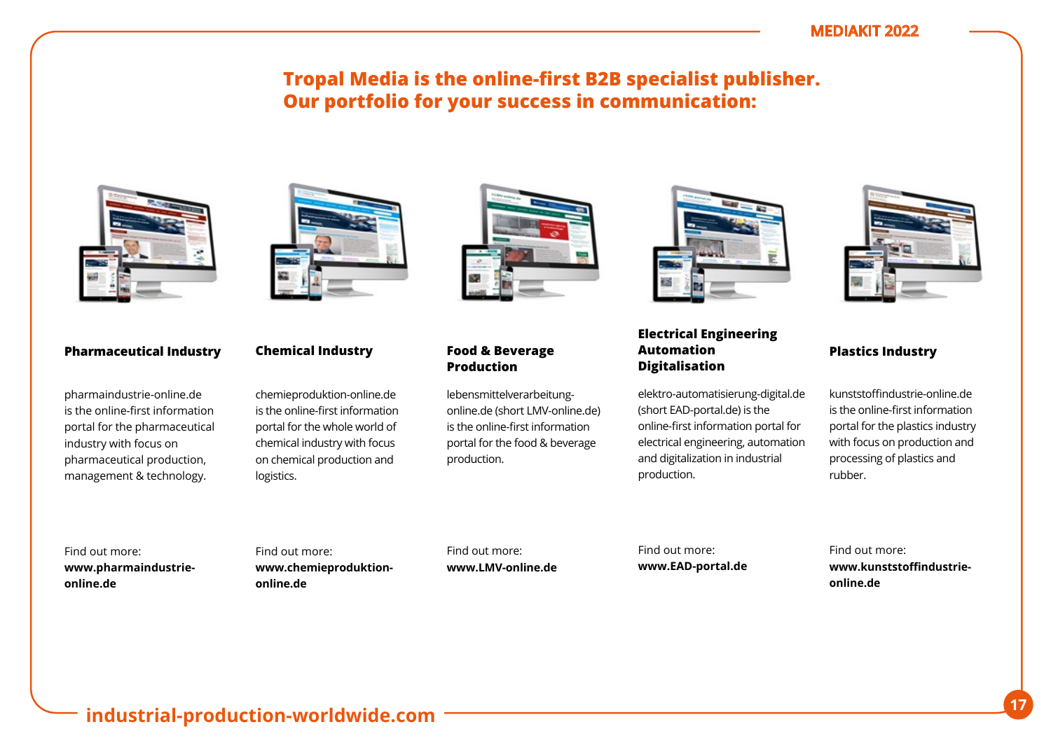## Tropal Media is the online-first B2B specialist publisher. Our portfolio for your success in communication:

### Pharmaceutical Industry

pharmaindustrie-online.de is the online-first information portal for the pharmaceutical industry with focus on pharmaceutical production, management & technology.

Find out more:
**www.pharmaindustrie-online.de**

### Chemical Industry

chemieproduktion-online.de is the online-first information portal for the whole world of chemical industry with focus on chemical production and logistics.

Find out more:
**www.chemieproduktion-online.de**

### Food & Beverage Production

lebensmittelverarbeitung-online.de (short LMV-online.de) is the online-first information portal for the food & beverage production.

Find out more:
**www.LMV-online.de**

### Electrical Engineering Automation Digitalisation

elektro-automatisierung-digital.de (short EAD-portal.de) is the online-first information portal for electrical engineering, automation and digitalization in industrial production.

Find out more:
**www.EAD-portal.de**

### Plastics Industry

kunststoffindustrie-online.de is the online-first information portal for the plastics industry with focus on production and processing of plastics and rubber.

Find out more:
**www.kunststoffindustrie-online.de**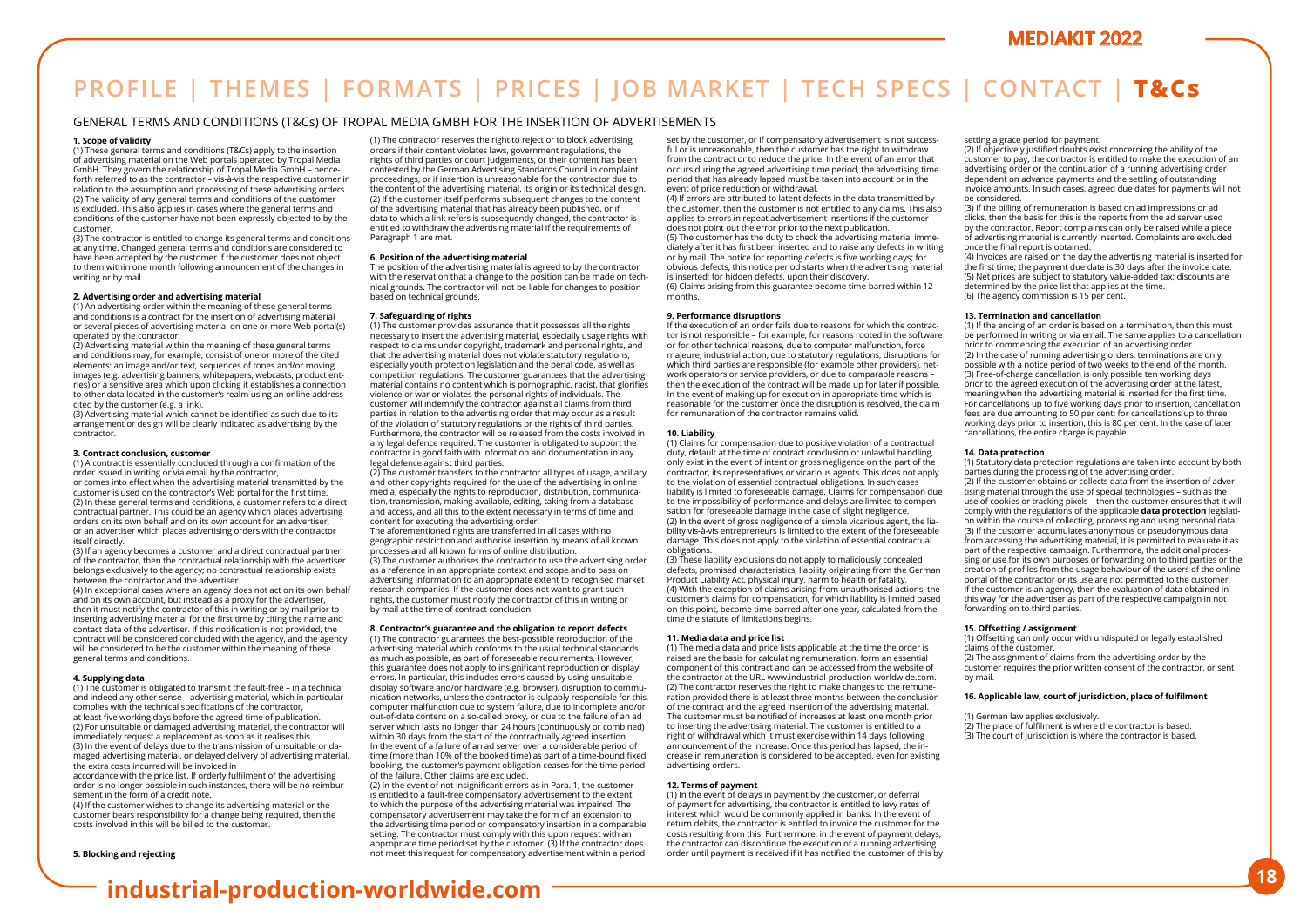# GENERAL TERMS AND CONDITIONS (T&Cs) OF TROPAL MEDIA GMBH FOR THE INSERTION OF ADVERTISEMENTS

### 1. Scope of validity

(1) These general terms and conditions (T&Cs) apply to the insertion of advertising material on the Web portals operated by Tropal Media GmbH. They govern the relationship of Tropal Media GmbH – henceforth referred to as the contractor – vis-à-vis the respective customer in relation to the assumption and processing of these advertising orders.

(2) The validity of any general terms and conditions of the customer is excluded. This also applies in cases where the general terms and conditions of the customer have not been expressly objected to by the customer.

(3) The contractor is entitled to change its general terms and conditions at any time. Changed general terms and conditions are considered to have been accepted by the customer if the customer does not object to them within one month following announcement of the changes in writing or by mail.

### 2. Advertising order and advertising material

(1) An advertising order within the meaning of these general terms and conditions is a contract for the insertion of advertising material or several pieces of advertising material on one or more Web portal(s) operated by the contractor.

(2) Advertising material within the meaning of these general terms and conditions may, for example, consist of one or more of the cited elements: an image and/or text, sequences of tones and/or moving images (e.g. advertising banners, whitepapers, webcasts, product entries) or a sensitive area which upon clicking it establishes a connection to other data located in the customer's realm using an online address cited by the customer (e.g. a link).

(3) Advertising material which cannot be identified as such due to its arrangement or design will be clearly indicated as advertising by the contractor.

### 3. Contract conclusion, customer

(1) A contract is essentially concluded through a confirmation of the order issued in writing or via email by the contractor, or comes into effect when the advertising material transmitted by the customer is used on the contractor's Web portal for the first time.

(2) In these general terms and conditions, a customer refers to a direct contractual partner. This could be an agency which places advertising orders on its own behalf and on its own account for an advertiser, or an advertiser which places advertising orders with the contractor itself directly.

(3) If an agency becomes a customer and a direct contractual partner of the contractor, then the contractual relationship with the advertiser belongs exclusively to the agency; no contractual relationship exists between the contractor and the advertiser.

(4) In exceptional cases where an agency does not act on its own behalf and on its own account, but instead as a proxy for the advertiser, then it must notify the contractor of this in writing or by mail prior to inserting advertising material for the first time by citing the name and contact data of the advertiser. If this notification is not provided, the contract will be considered concluded with the agency, and the agency will be considered to be the customer within the meaning of these general terms and conditions.

### 4. Supplying data

(1) The customer is obligated to transmit the fault-free – in a technical and indeed any other sense – advertising material, which in particular complies with the technical specifications of the contractor, at least five working days before the agreed time of publication.

(2) For unsuitable or damaged advertising material, the contractor will immediately request a replacement as soon as it realises this.

(3) In the event of delays due to the transmission of unsuitable or damaged advertising material, or delayed delivery of advertising material, the extra costs incurred will be invoiced in accordance with the price list. If orderly fulfilment of the advertising order is no longer possible in such instances, there will be no reimbursement in the form of a credit note.

(4) If the customer wishes to change its advertising material or the customer bears responsibility for a change being required, then the costs involved in this will be billed to the customer.

### 5. Blocking and rejecting

(1) The contractor reserves the right to reject or to block advertising orders if their content violates laws, government regulations, the rights of third parties or court judgements, or their content has been contested by the German Advertising Standards Council in complaint proceedings, or if insertion is unreasonable for the contractor due to the content of the advertising material, its origin or its technical design.

(2) If the customer itself performs subsequent changes to the content of the advertising material that has already been published, or if data to which a link refers is subsequently changed, the contractor is entitled to withdraw the advertising material if the requirements of Paragraph 1 are met.

### 6. Position of the advertising material

The position of the advertising material is agreed to by the contractor with the reservation that a change to the position can be made on technical grounds. The contractor will not be liable for changes to position based on technical grounds.

### 7. Safeguarding of rights

(1) The customer provides assurance that it possesses all the rights necessary to insert the advertising material, especially usage rights with respect to claims under copyright, trademark and personal rights, and that the advertising material does not violate statutory regulations, especially youth protection legislation and the penal code, as well as competition regulations. The customer guarantees that the advertising material contains no content which is pornographic, racist, that glorifies violence or war or violates the personal rights of individuals. The customer will indemnify the contractor against all claims from third parties in relation to the advertising order that may occur as a result of the violation of statutory regulations or the rights of third parties. Furthermore, the contractor will be released from the costs involved in any legal defence required. The customer is obligated to support the contractor in good faith with information and documentation in any legal defence against third parties.

(2) The customer transfers to the contractor all types of usage, ancillary and other copyrights required for the use of the advertising in online media, especially the rights to reproduction, distribution, communication, transmission, making available, editing, taking from a database and access, and all this to the extent necessary in terms of time and content for executing the advertising order.

The aforementioned rights are transferred in all cases with no geographic restriction and authorise insertion by means of all known processes and all known forms of online distribution.

(3) The customer authorises the contractor to use the advertising order as a reference in an appropriate context and scope and to pass on advertising information to an appropriate extent to recognised market research companies. If the customer does not want to grant such rights, the customer must notify the contractor of this in writing or by mail at the time of contract conclusion.

### 8. Contractor's guarantee and the obligation to report defects

(1) The contractor guarantees the best-possible reproduction of the advertising material which conforms to the usual technical standards as much as possible, as part of foreseeable requirements. However, this guarantee does not apply to insignificant reproduction or display errors. In particular, this includes errors caused by using unsuitable display software and/or hardware (e.g. browser), disruption to communication networks, unless the contractor is culpably responsible for this, computer malfunction due to system failure, due to incomplete and/or out-of-date content on a so-called proxy, or due to the failure of an ad server which lasts no longer than 24 hours (continuously or combined) within 30 days from the start of the contractually agreed insertion. In the event of a failure of an ad server over a considerable period of time (more than 10% of the booked time) as part of a time-bound fixed booking, the customer's payment obligation ceases for the time period of the failure. Other claims are excluded.

(2) In the event of not insignificant errors as in Para. 1, the customer is entitled to a fault-free compensatory advertisement to the extent to which the purpose of the advertising material was impaired. The compensatory advertisement may take the form of an extension to the advertising time period or compensatory insertion in a comparable setting. The contractor must comply with this upon request with an appropriate time period set by the customer. (3) If the contractor does not meet this request for compensatory advertisement within a period set by the customer, or if compensatory advertisement is not successful or is unreasonable, then the customer has the right to withdraw from the contract or to reduce the price. In the event of an error that occurs during the agreed advertising time period, the advertising time period that has already lapsed must be taken into account or in the event of price reduction or withdrawal.

(4) If errors are attributed to latent defects in the data transmitted by the customer, then the customer is not entitled to any claims. This also applies to errors in repeat advertisement insertions if the customer does not point out the error prior to the next publication.

(5) The customer has the duty to check the advertising material immediately after it has first been inserted and to raise any defects in writing or by mail. The notice for reporting defects is five working days; for obvious defects, this notice period starts when the advertising material is inserted; for hidden defects, upon their discovery.

(6) Claims arising from this guarantee become time-barred within 12 months.

### 9. Performance disruptions

If the execution of an order fails due to reasons for which the contractor is not responsible – for example, for reasons rooted in the software or for other technical reasons, due to computer malfunction, force majeure, industrial action, due to statutory regulations, disruptions for which third parties are responsible (for example other providers), network operators or service providers, or due to comparable reasons – then the execution of the contract will be made up for later if possible. In the event of making up for execution in appropriate time which is reasonable for the customer once the disruption is resolved, the claim for remuneration of the contractor remains valid.

### 10. Liability

(1) Claims for compensation due to positive violation of a contractual duty, default at the time of contract conclusion or unlawful handling, only exist in the event of intent or gross negligence on the part of the contractor, its representatives or vicarious agents. This does not apply to the violation of essential contractual obligations. In such cases liability is limited to foreseeable damage. Claims for compensation due to the impossibility of performance and delays are limited to compensation for foreseeable damage in the case of slight negligence.

(2) In the event of gross negligence of a simple vicarious agent, the liability vis-à-vis entrepreneurs is limited to the extent of the foreseeable damage. This does not apply to the violation of essential contractual obligations.

(3) These liability exclusions do not apply to maliciously concealed defects, promised characteristics, liability originating from the German Product Liability Act, physical injury, harm to health or fatality.

(4) With the exception of claims arising from unauthorised actions, the customer's claims for compensation, for which liability is limited based on this point, become time-barred after one year, calculated from the time the statute of limitations begins.

### 11. Media data and price list

(1) The media data and price lists applicable at the time the order is raised are the basis for calculating remuneration, form an essential component of this contract and can be accessed from the website of the contractor at the URL www.industrial-production-worldwide.com.

(2) The contractor reserves the right to make changes to the remuneration provided there is at least three months between the conclusion of the contract and the agreed insertion of the advertising material. The customer must be notified of increases at least one month prior to inserting the advertising material. The customer is entitled to a right of withdrawal which it must exercise within 14 days following announcement of the increase. Once this period has lapsed, the increase in remuneration is considered to be accepted, even for existing advertising orders.

### 12. Terms of payment

(1) In the event of delays in payment by the customer, or deferral of payment for advertising, the contractor is entitled to levy rates of interest which would be commonly applied in banks. In the event of return debits, the contractor is entitled to invoice the customer for the costs resulting from this. Furthermore, in the event of payment delays, the contractor can discontinue the execution of a running advertising order until payment is received if it has notified the customer of this by setting a grace period for payment.

(2) If objectively justified doubts exist concerning the ability of the customer to pay, the contractor is entitled to make the execution of an advertising order or the continuation of a running advertising order dependent on advance payments and the settling of outstanding invoice amounts. In such cases, agreed due dates for payments will not be considered.

(3) If the billing of remuneration is based on ad impressions or ad clicks, then the basis for this is the reports from the ad server used by the contractor. Report complaints can only be raised while a piece of advertising material is currently inserted. Complaints are excluded once the final report is obtained.

(4) Invoices are raised on the day the advertising material is inserted for the first time; the payment due date is 30 days after the invoice date.

(5) Net prices are subject to statutory value-added tax; discounts are determined by the price list that applies at the time.

(6) The agency commission is 15 per cent.

### 13. Termination and cancellation

(1) If the ending of an order is based on a termination, then this must be performed in writing or via email. The same applies to a cancellation prior to commencing the execution of an advertising order.

(2) In the case of running advertising orders, terminations are only possible with a notice period of two weeks to the end of the month.

(3) Free-of-charge cancellation is only possible ten working days prior to the agreed execution of the advertising order at the latest, meaning when the advertising material is inserted for the first time. For cancellations up to five working days prior to insertion, cancellation fees are due amounting to 50 per cent; for cancellations up to three working days prior to insertion, this is 80 per cent. In the case of later cancellations, the entire charge is payable.

### 14. Data protection

(1) Statutory data protection regulations are taken into account by both parties during the processing of the advertising order.

(2) If the customer obtains or collects data from the insertion of advertising material through the use of special technologies – such as the use of cookies or tracking pixels – then the customer ensures that it will comply with the regulations of the applicable **data protection** legislation within the course of collecting, processing and using personal data.

(3) If the customer accumulates anonymous or pseudonymous data from accessing the advertising material, it is permitted to evaluate it as part of the respective campaign. Furthermore, the additional processing or use for its own purposes or forwarding on to third parties or the creation of profiles from the usage behaviour of the users of the online portal of the contractor or its use are not permitted to the customer. If the customer is an agency, then the evaluation of data obtained in this way for the advertiser as part of the respective campaign in not forwarding on to third parties.

### 15. Offsetting / assignment

(1) Offsetting can only occur with undisputed or legally established claims of the customer.

(2) The assignment of claims from the advertising order by the customer requires the prior written consent of the contractor, or sent by mail.

### 16. Applicable law, court of jurisdiction, place of fulfilment

(1) German law applies exclusively.

(2) The place of fulfilment is where the contractor is based.

(3) The court of jurisdiction is where the contractor is based.